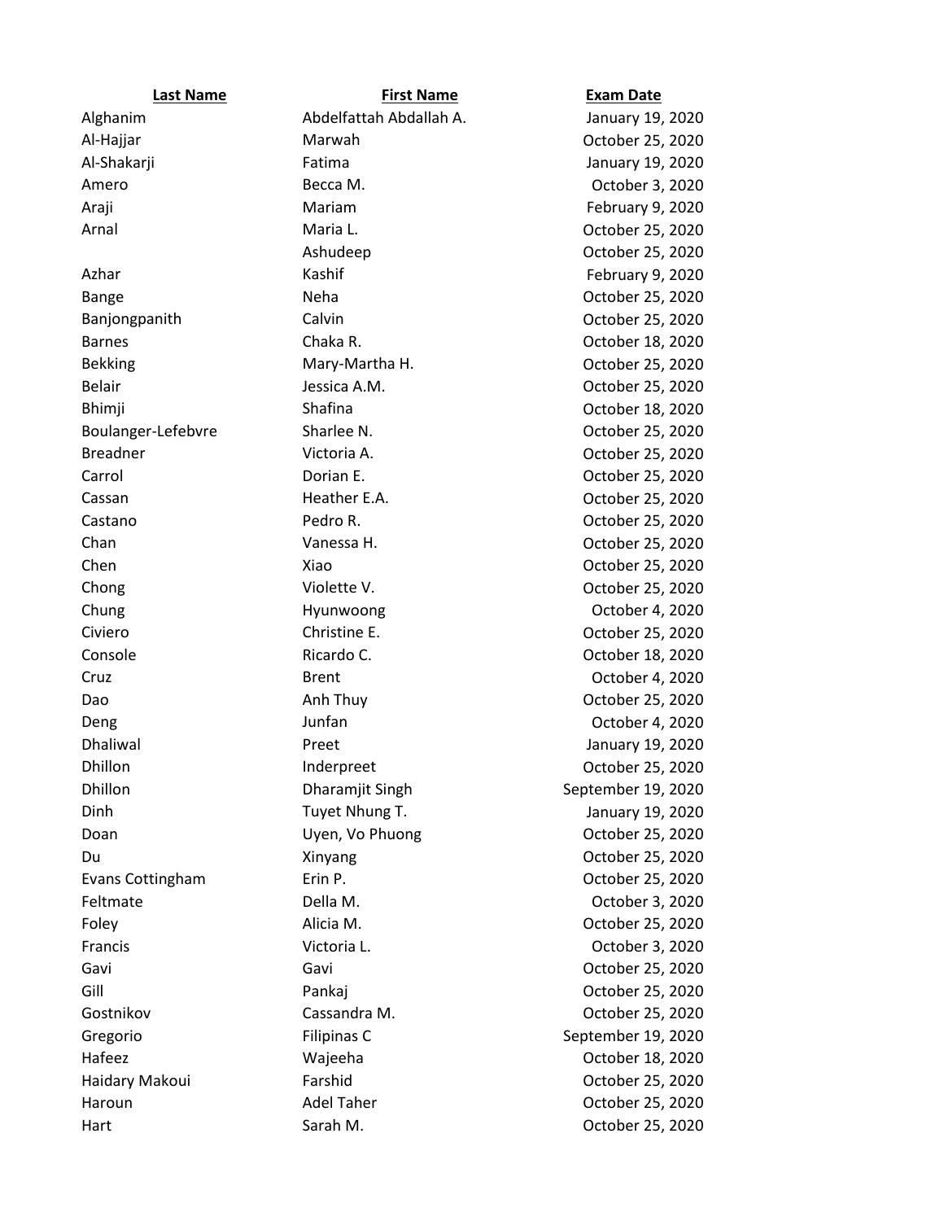| Last Name | First Name | Exam Date |
| --- | --- | --- |
| Alghanim | Abdelfattah Abdallah A. | January 19, 2020 |
| Al-Hajjar | Marwah | October 25, 2020 |
| Al-Shakarji | Fatima | January 19, 2020 |
| Amero | Becca M. | October 3, 2020 |
| Araji | Mariam | February 9, 2020 |
| Arnal | Maria L. | October 25, 2020 |
| | Ashudeep | October 25, 2020 |
| Azhar | Kashif | February 9, 2020 |
| Bange | Neha | October 25, 2020 |
| Banjongpanith | Calvin | October 25, 2020 |
| Barnes | Chaka R. | October 18, 2020 |
| Bekking | Mary-Martha H. | October 25, 2020 |
| Belair | Jessica A.M. | October 25, 2020 |
| Bhimji | Shafina | October 18, 2020 |
| Boulanger-Lefebvre | Sharlee N. | October 25, 2020 |
| Breadner | Victoria A. | October 25, 2020 |
| Carrol | Dorian E. | October 25, 2020 |
| Cassan | Heather E.A. | October 25, 2020 |
| Castano | Pedro R. | October 25, 2020 |
| Chan | Vanessa H. | October 25, 2020 |
| Chen | Xiao | October 25, 2020 |
| Chong | Violette V. | October 25, 2020 |
| Chung | Hyunwoong | October 4, 2020 |
| Civiero | Christine E. | October 25, 2020 |
| Console | Ricardo C. | October 18, 2020 |
| Cruz | Brent | October 4, 2020 |
| Dao | Anh Thuy | October 25, 2020 |
| Deng | Junfan | October 4, 2020 |
| Dhaliwal | Preet | January 19, 2020 |
| Dhillon | Inderpreet | October 25, 2020 |
| Dhillon | Dharamjit Singh | September 19, 2020 |
| Dinh | Tuyet Nhung T. | January 19, 2020 |
| Doan | Uyen, Vo Phuong | October 25, 2020 |
| Du | Xinyang | October 25, 2020 |
| Evans Cottingham | Erin P. | October 25, 2020 |
| Feltmate | Della M. | October 3, 2020 |
| Foley | Alicia M. | October 25, 2020 |
| Francis | Victoria L. | October 3, 2020 |
| Gavi | Gavi | October 25, 2020 |
| Gill | Pankaj | October 25, 2020 |
| Gostnikov | Cassandra M. | October 25, 2020 |
| Gregorio | Filipinas C | September 19, 2020 |
| Hafeez | Wajeeha | October 18, 2020 |
| Haidary Makoui | Farshid | October 25, 2020 |
| Haroun | Adel Taher | October 25, 2020 |
| Hart | Sarah M. | October 25, 2020 |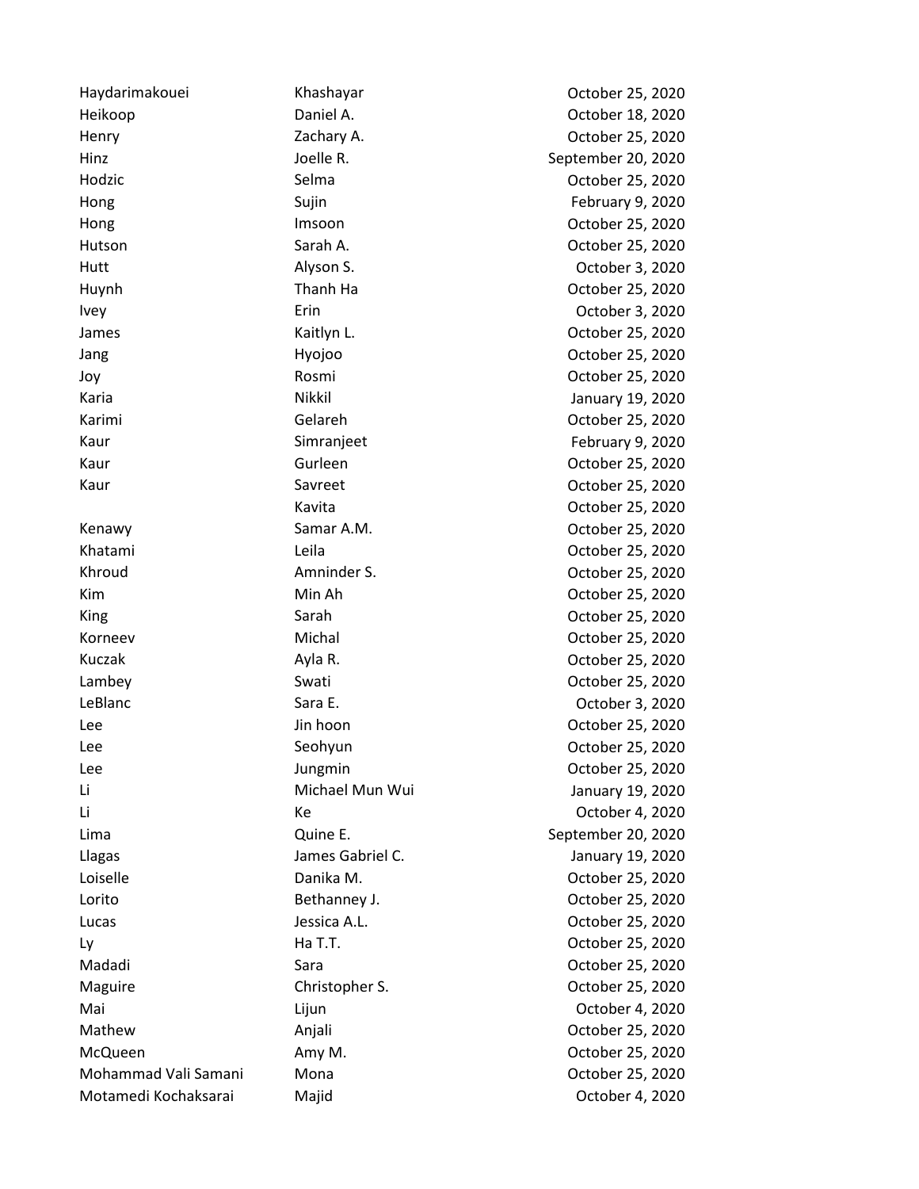| | | |
|---|---|---|
| Haydarimakouei | Khashayar | October 25, 2020 |
| Heikoop | Daniel A. | October 18, 2020 |
| Henry | Zachary A. | October 25, 2020 |
| Hinz | Joelle R. | September 20, 2020 |
| Hodzic | Selma | October 25, 2020 |
| Hong | Sujin | February 9, 2020 |
| Hong | Imsoon | October 25, 2020 |
| Hutson | Sarah A. | October 25, 2020 |
| Hutt | Alyson S. | October 3, 2020 |
| Huynh | Thanh Ha | October 25, 2020 |
| Ivey | Erin | October 3, 2020 |
| James | Kaitlyn L. | October 25, 2020 |
| Jang | Hyojoo | October 25, 2020 |
| Joy | Rosmi | October 25, 2020 |
| Karia | Nikkil | January 19, 2020 |
| Karimi | Gelareh | October 25, 2020 |
| Kaur | Simranjeet | February 9, 2020 |
| Kaur | Gurleen | October 25, 2020 |
| Kaur | Savreet | October 25, 2020 |
| | Kavita | October 25, 2020 |
| Kenawy | Samar A.M. | October 25, 2020 |
| Khatami | Leila | October 25, 2020 |
| Khroud | Amninder S. | October 25, 2020 |
| Kim | Min Ah | October 25, 2020 |
| King | Sarah | October 25, 2020 |
| Korneev | Michal | October 25, 2020 |
| Kuczak | Ayla R. | October 25, 2020 |
| Lambey | Swati | October 25, 2020 |
| LeBlanc | Sara E. | October 3, 2020 |
| Lee | Jin hoon | October 25, 2020 |
| Lee | Seohyun | October 25, 2020 |
| Lee | Jungmin | October 25, 2020 |
| Li | Michael Mun Wui | January 19, 2020 |
| Li | Ke | October 4, 2020 |
| Lima | Quine E. | September 20, 2020 |
| Llagas | James Gabriel C. | January 19, 2020 |
| Loiselle | Danika M. | October 25, 2020 |
| Lorito | Bethanney J. | October 25, 2020 |
| Lucas | Jessica A.L. | October 25, 2020 |
| Ly | Ha T.T. | October 25, 2020 |
| Madadi | Sara | October 25, 2020 |
| Maguire | Christopher S. | October 25, 2020 |
| Mai | Lijun | October 4, 2020 |
| Mathew | Anjali | October 25, 2020 |
| McQueen | Amy M. | October 25, 2020 |
| Mohammad Vali Samani | Mona | October 25, 2020 |
| Motamedi Kochaksarai | Majid | October 4, 2020 |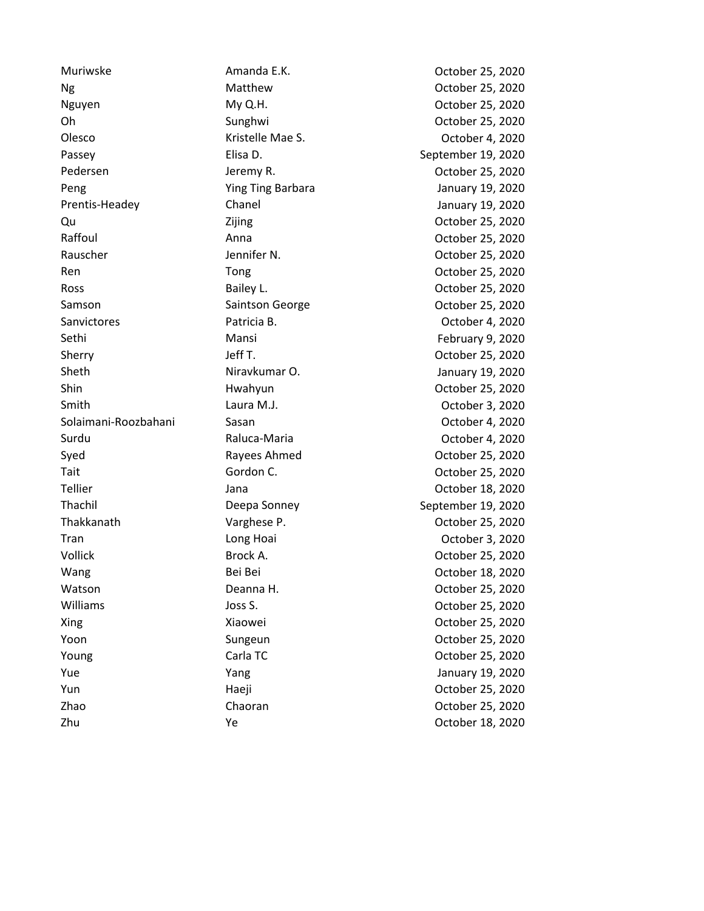| | | |
|---|---|---|
| Muriwske | Amanda E.K. | October 25, 2020 |
| Ng | Matthew | October 25, 2020 |
| Nguyen | My Q.H. | October 25, 2020 |
| Oh | Sunghwi | October 25, 2020 |
| Olesco | Kristelle Mae S. | October 4, 2020 |
| Passey | Elisa D. | September 19, 2020 |
| Pedersen | Jeremy R. | October 25, 2020 |
| Peng | Ying Ting Barbara | January 19, 2020 |
| Prentis-Headey | Chanel | January 19, 2020 |
| Qu | Zijing | October 25, 2020 |
| Raffoul | Anna | October 25, 2020 |
| Rauscher | Jennifer N. | October 25, 2020 |
| Ren | Tong | October 25, 2020 |
| Ross | Bailey L. | October 25, 2020 |
| Samson | Saintson George | October 25, 2020 |
| Sanvictores | Patricia B. | October 4, 2020 |
| Sethi | Mansi | February 9, 2020 |
| Sherry | Jeff T. | October 25, 2020 |
| Sheth | Niravkumar O. | January 19, 2020 |
| Shin | Hwahyun | October 25, 2020 |
| Smith | Laura M.J. | October 3, 2020 |
| Solaimani-Roozbahani | Sasan | October 4, 2020 |
| Surdu | Raluca-Maria | October 4, 2020 |
| Syed | Rayees Ahmed | October 25, 2020 |
| Tait | Gordon C. | October 25, 2020 |
| Tellier | Jana | October 18, 2020 |
| Thachil | Deepa Sonney | September 19, 2020 |
| Thakkanath | Varghese P. | October 25, 2020 |
| Tran | Long Hoai | October 3, 2020 |
| Vollick | Brock A. | October 25, 2020 |
| Wang | Bei Bei | October 18, 2020 |
| Watson | Deanna H. | October 25, 2020 |
| Williams | Joss S. | October 25, 2020 |
| Xing | Xiaowei | October 25, 2020 |
| Yoon | Sungeun | October 25, 2020 |
| Young | Carla TC | October 25, 2020 |
| Yue | Yang | January 19, 2020 |
| Yun | Haeji | October 25, 2020 |
| Zhao | Chaoran | October 25, 2020 |
| Zhu | Ye | October 18, 2020 |